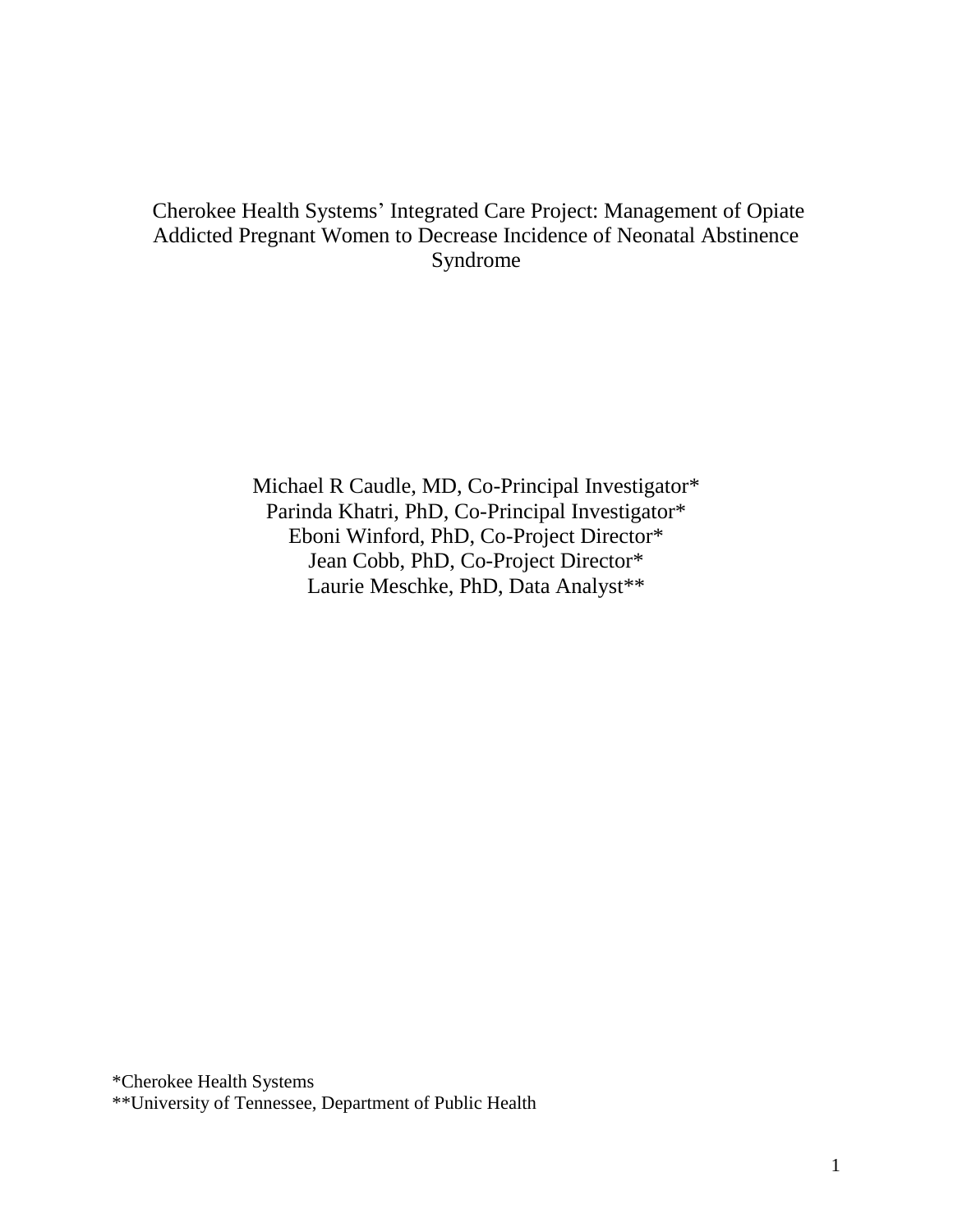# Cherokee Health Systems' Integrated Care Project: Management of Opiate Addicted Pregnant Women to Decrease Incidence of Neonatal Abstinence Syndrome

Michael R Caudle, MD, Co-Principal Investigator*
Parinda Khatri, PhD, Co-Principal Investigator*
Eboni Winford, PhD, Co-Project Director*
Jean Cobb, PhD, Co-Project Director*
Laurie Meschke, PhD, Data Analyst**

*Cherokee Health Systems
**University of Tennessee, Department of Public Health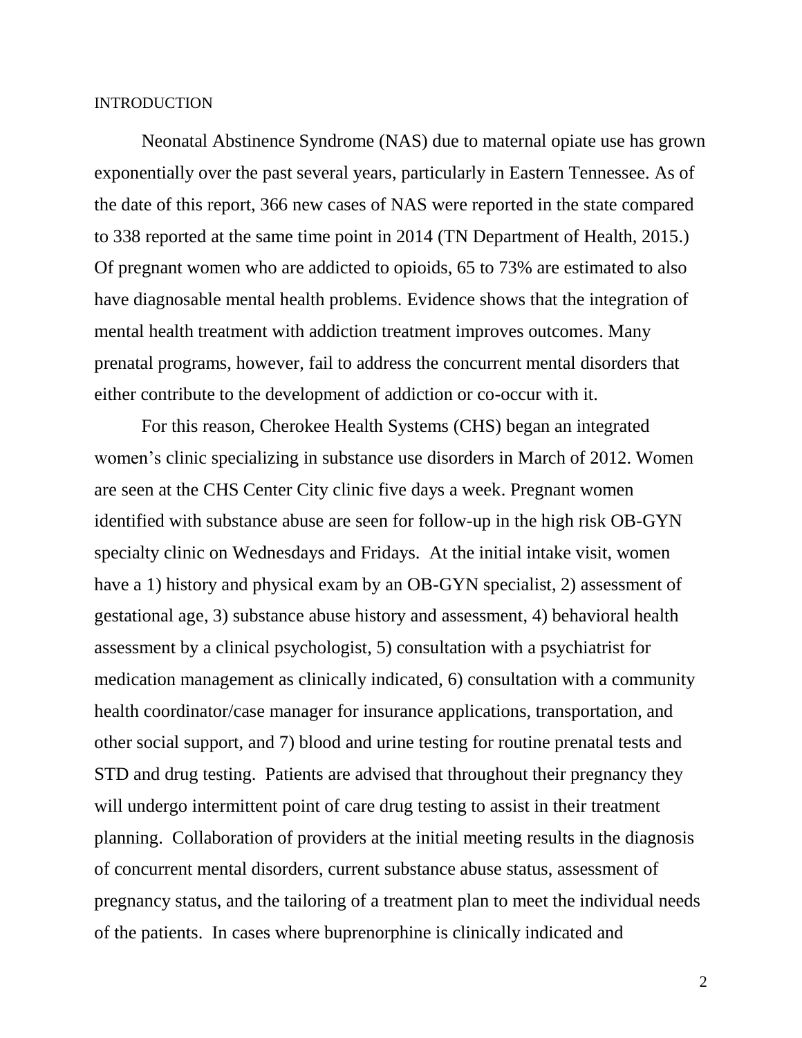## INTRODUCTION

Neonatal Abstinence Syndrome (NAS) due to maternal opiate use has grown exponentially over the past several years, particularly in Eastern Tennessee. As of the date of this report, 366 new cases of NAS were reported in the state compared to 338 reported at the same time point in 2014 (TN Department of Health, 2015.) Of pregnant women who are addicted to opioids, 65 to 73% are estimated to also have diagnosable mental health problems. Evidence shows that the integration of mental health treatment with addiction treatment improves outcomes. Many prenatal programs, however, fail to address the concurrent mental disorders that either contribute to the development of addiction or co-occur with it.

For this reason, Cherokee Health Systems (CHS) began an integrated women's clinic specializing in substance use disorders in March of 2012. Women are seen at the CHS Center City clinic five days a week. Pregnant women identified with substance abuse are seen for follow-up in the high risk OB-GYN specialty clinic on Wednesdays and Fridays. At the initial intake visit, women have a 1) history and physical exam by an OB-GYN specialist, 2) assessment of gestational age, 3) substance abuse history and assessment, 4) behavioral health assessment by a clinical psychologist, 5) consultation with a psychiatrist for medication management as clinically indicated, 6) consultation with a community health coordinator/case manager for insurance applications, transportation, and other social support, and 7) blood and urine testing for routine prenatal tests and STD and drug testing. Patients are advised that throughout their pregnancy they will undergo intermittent point of care drug testing to assist in their treatment planning. Collaboration of providers at the initial meeting results in the diagnosis of concurrent mental disorders, current substance abuse status, assessment of pregnancy status, and the tailoring of a treatment plan to meet the individual needs of the patients. In cases where buprenorphine is clinically indicated and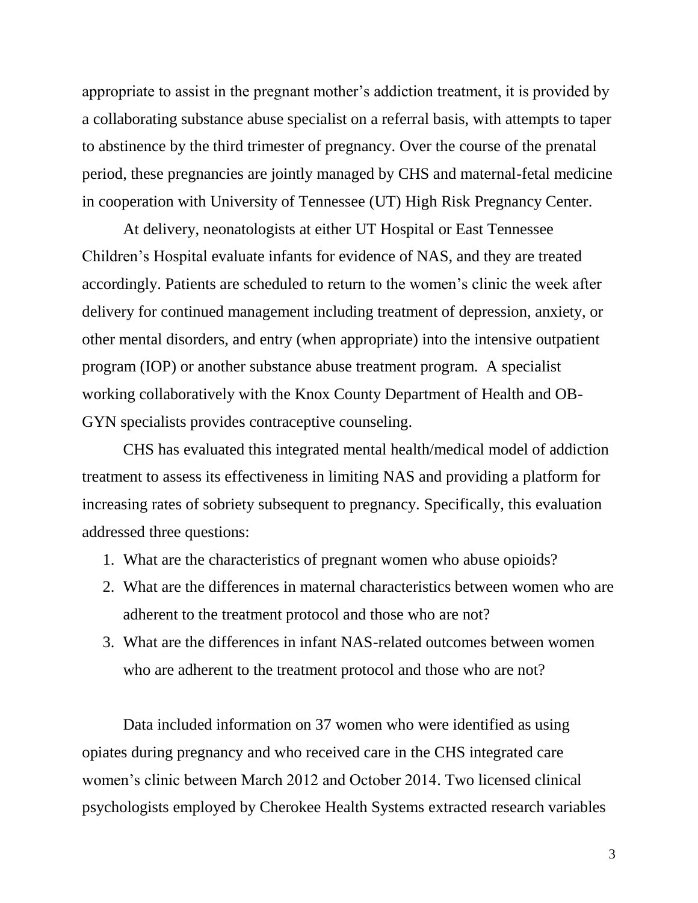appropriate to assist in the pregnant mother's addiction treatment, it is provided by a collaborating substance abuse specialist on a referral basis, with attempts to taper to abstinence by the third trimester of pregnancy. Over the course of the prenatal period, these pregnancies are jointly managed by CHS and maternal-fetal medicine in cooperation with University of Tennessee (UT) High Risk Pregnancy Center.

At delivery, neonatologists at either UT Hospital or East Tennessee Children's Hospital evaluate infants for evidence of NAS, and they are treated accordingly. Patients are scheduled to return to the women's clinic the week after delivery for continued management including treatment of depression, anxiety, or other mental disorders, and entry (when appropriate) into the intensive outpatient program (IOP) or another substance abuse treatment program. A specialist working collaboratively with the Knox County Department of Health and OB-GYN specialists provides contraceptive counseling.

CHS has evaluated this integrated mental health/medical model of addiction treatment to assess its effectiveness in limiting NAS and providing a platform for increasing rates of sobriety subsequent to pregnancy. Specifically, this evaluation addressed three questions:

1. What are the characteristics of pregnant women who abuse opioids?
2. What are the differences in maternal characteristics between women who are adherent to the treatment protocol and those who are not?
3. What are the differences in infant NAS-related outcomes between women who are adherent to the treatment protocol and those who are not?

Data included information on 37 women who were identified as using opiates during pregnancy and who received care in the CHS integrated care women's clinic between March 2012 and October 2014. Two licensed clinical psychologists employed by Cherokee Health Systems extracted research variables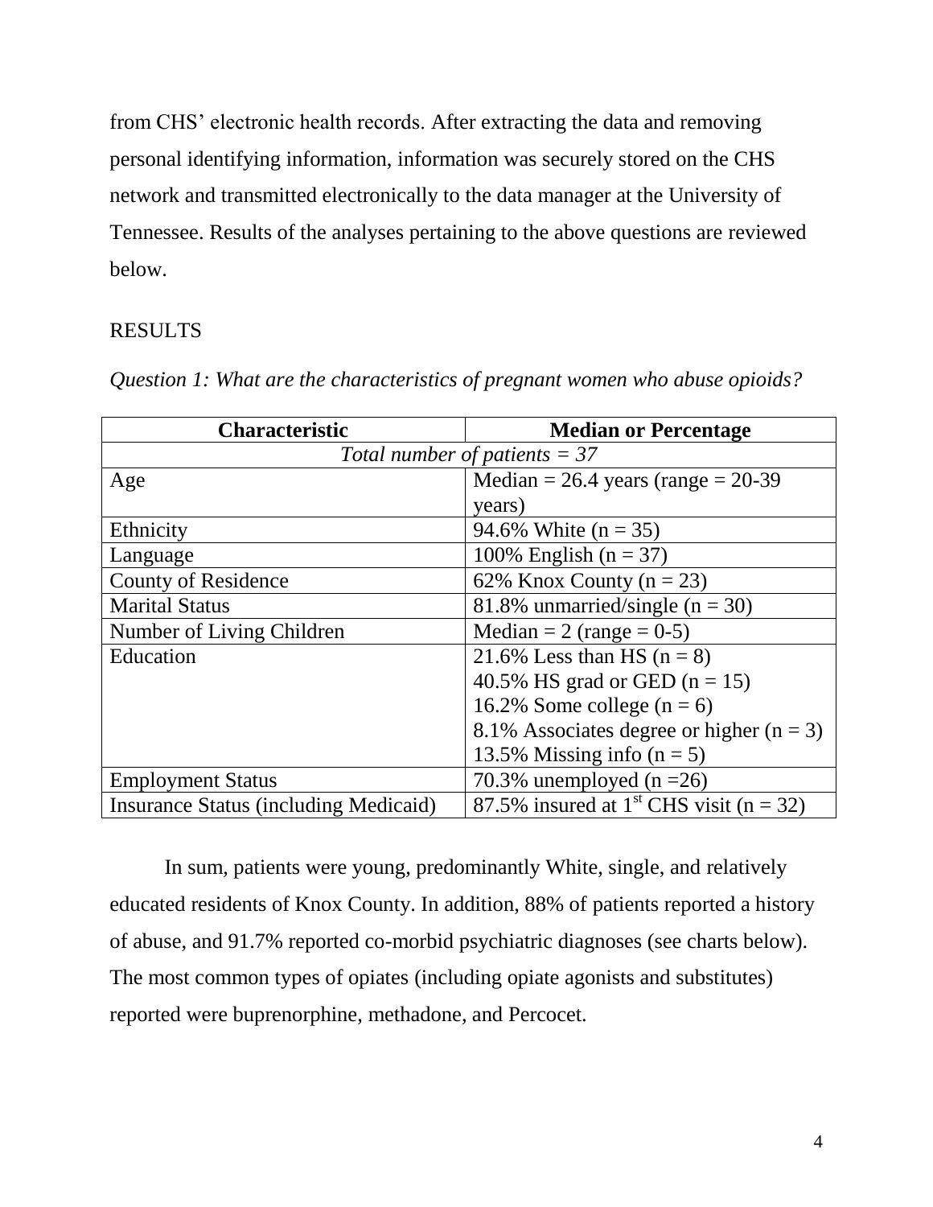from CHS' electronic health records. After extracting the data and removing personal identifying information, information was securely stored on the CHS network and transmitted electronically to the data manager at the University of Tennessee. Results of the analyses pertaining to the above questions are reviewed below.

## RESULTS

*Question 1: What are the characteristics of pregnant women who abuse opioids?*

| Characteristic | Median or Percentage |
|---|---|
| *Total number of patients = 37* | |
| Age | Median = 26.4 years (range = 20-39 years) |
| Ethnicity | 94.6% White (n = 35) |
| Language | 100% English (n = 37) |
| County of Residence | 62% Knox County (n = 23) |
| Marital Status | 81.8% unmarried/single (n = 30) |
| Number of Living Children | Median = 2 (range = 0-5) |
| Education | 21.6% Less than HS (n = 8)<br>40.5% HS grad or GED (n = 15)<br>16.2% Some college (n = 6)<br>8.1% Associates degree or higher (n = 3)<br>13.5% Missing info (n = 5) |
| Employment Status | 70.3% unemployed (n =26) |
| Insurance Status (including Medicaid) | 87.5% insured at 1st CHS visit (n = 32) |

In sum, patients were young, predominantly White, single, and relatively educated residents of Knox County. In addition, 88% of patients reported a history of abuse, and 91.7% reported co-morbid psychiatric diagnoses (see charts below). The most common types of opiates (including opiate agonists and substitutes) reported were buprenorphine, methadone, and Percocet.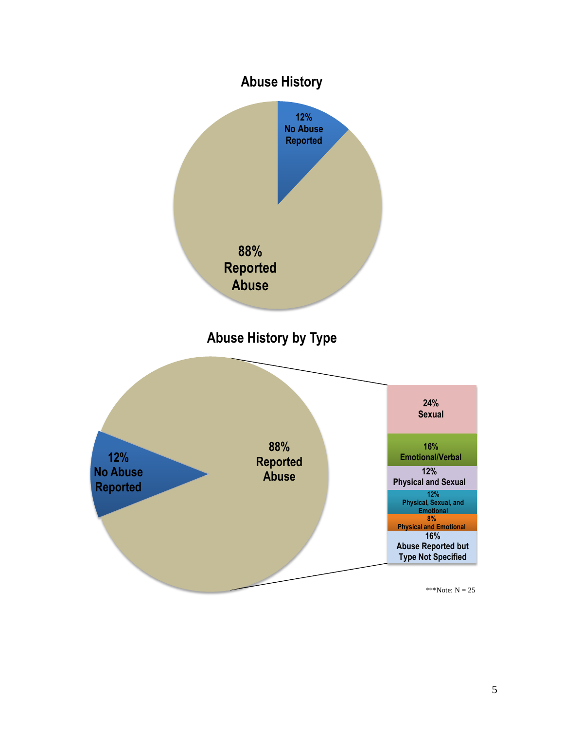## Abuse History

12% No Abuse Reported

88% Reported Abuse

## Abuse History by Type

12% No Abuse Reported

88% Reported Abuse

24% Sexual

16% Emotional/Verbal

12% Physical and Sexual

12% Physical, Sexual, and Emotional

8% Physical and Emotional

16% Abuse Reported but Type Not Specified

***Note: N = 25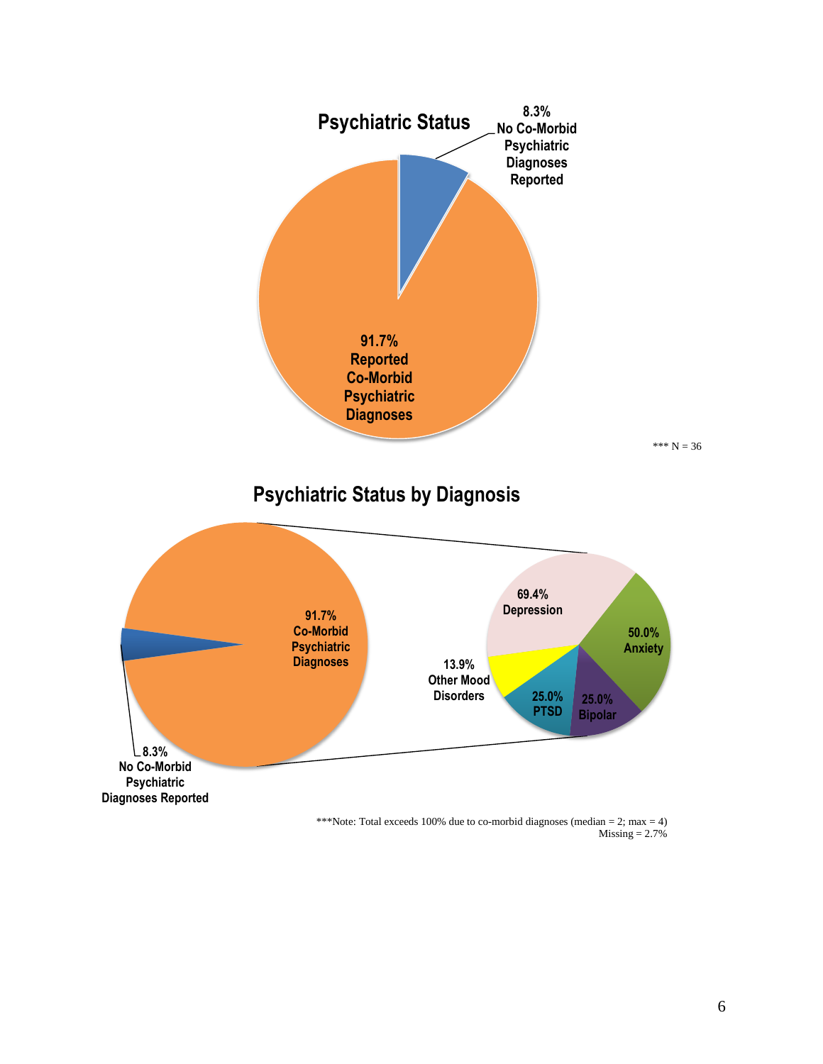## Psychiatric Status

8.3% No Co-Morbid Psychiatric Diagnoses Reported

91.7% Reported Co-Morbid Psychiatric Diagnoses

*** N = 36

## Psychiatric Status by Diagnosis

91.7% Co-Morbid Psychiatric Diagnoses

8.3% No Co-Morbid Psychiatric Diagnoses Reported

69.4% Depression

50.0% Anxiety

25.0% Bipolar

25.0% PTSD

13.9% Other Mood Disorders

***Note: Total exceeds 100% due to co-morbid diagnoses (median = 2; max = 4)
Missing = 2.7%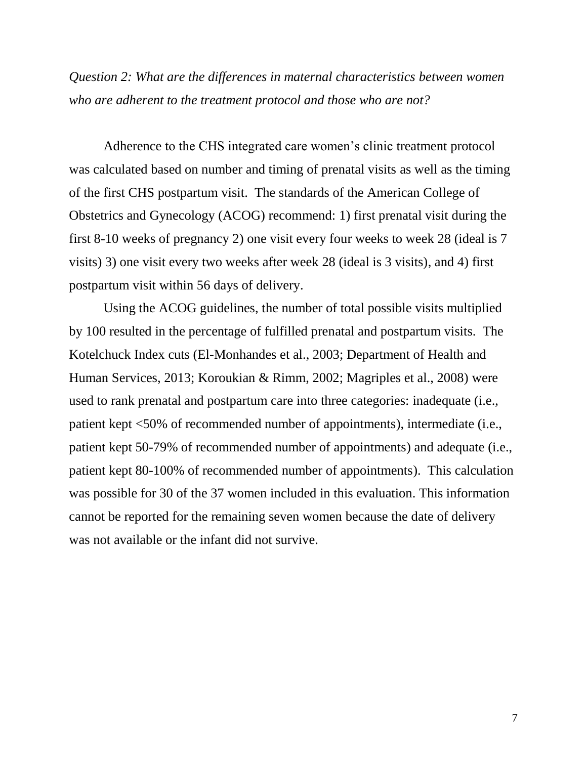*Question 2: What are the differences in maternal characteristics between women who are adherent to the treatment protocol and those who are not?*

Adherence to the CHS integrated care women's clinic treatment protocol was calculated based on number and timing of prenatal visits as well as the timing of the first CHS postpartum visit. The standards of the American College of Obstetrics and Gynecology (ACOG) recommend: 1) first prenatal visit during the first 8-10 weeks of pregnancy 2) one visit every four weeks to week 28 (ideal is 7 visits) 3) one visit every two weeks after week 28 (ideal is 3 visits), and 4) first postpartum visit within 56 days of delivery.

Using the ACOG guidelines, the number of total possible visits multiplied by 100 resulted in the percentage of fulfilled prenatal and postpartum visits. The Kotelchuck Index cuts (El-Monhandes et al., 2003; Department of Health and Human Services, 2013; Koroukian & Rimm, 2002; Magriples et al., 2008) were used to rank prenatal and postpartum care into three categories: inadequate (i.e., patient kept <50% of recommended number of appointments), intermediate (i.e., patient kept 50-79% of recommended number of appointments) and adequate (i.e., patient kept 80-100% of recommended number of appointments). This calculation was possible for 30 of the 37 women included in this evaluation. This information cannot be reported for the remaining seven women because the date of delivery was not available or the infant did not survive.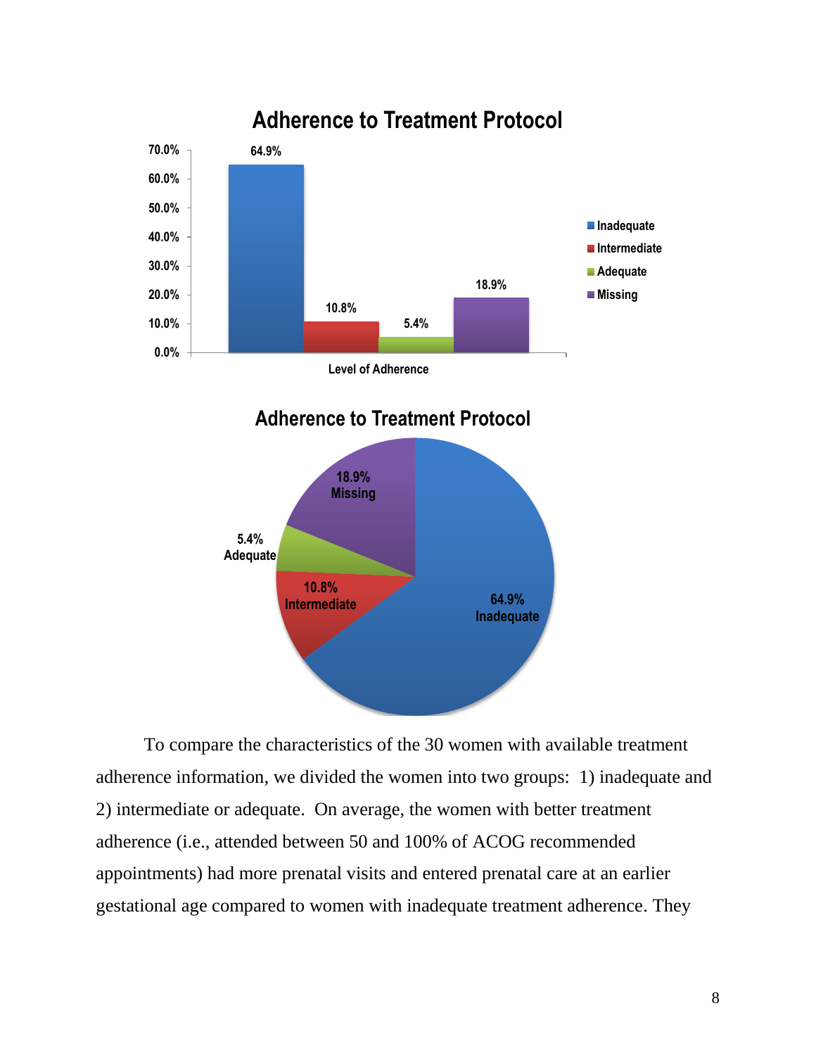**Adherence to Treatment Protocol**

| Level of Adherence | Percent |
| --- | --- |
| Inadequate | 64.9% |
| Intermediate | 10.8% |
| Adequate | 5.4% |
| Missing | 18.9% |

**Adherence to Treatment Protocol**

| Level of Adherence | Percent |
| --- | --- |
| Inadequate | 64.9% |
| Intermediate | 10.8% |
| Adequate | 5.4% |
| Missing | 18.9% |

To compare the characteristics of the 30 women with available treatment adherence information, we divided the women into two groups: 1) inadequate and 2) intermediate or adequate. On average, the women with better treatment adherence (i.e., attended between 50 and 100% of ACOG recommended appointments) had more prenatal visits and entered prenatal care at an earlier gestational age compared to women with inadequate treatment adherence. They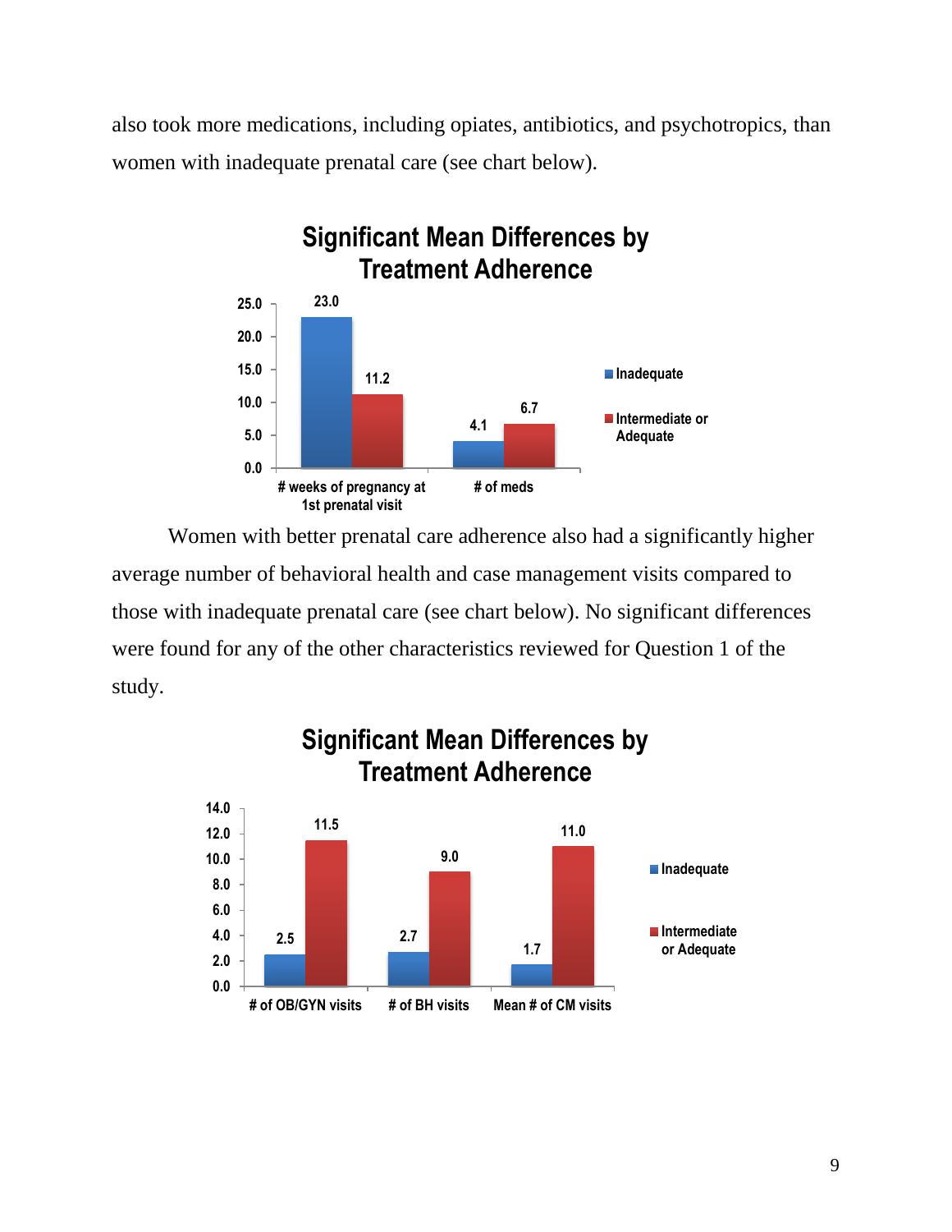also took more medications, including opiates, antibiotics, and psychotropics, than women with inadequate prenatal care (see chart below).

**Significant Mean Differences by Treatment Adherence**

| | Inadequate | Intermediate or Adequate |
|---|---|---|
| # weeks of pregnancy at 1st prenatal visit | 23.0 | 11.2 |
| # of meds | 4.1 | 6.7 |

Women with better prenatal care adherence also had a significantly higher average number of behavioral health and case management visits compared to those with inadequate prenatal care (see chart below). No significant differences were found for any of the other characteristics reviewed for Question 1 of the study.

**Significant Mean Differences by Treatment Adherence**

| | Inadequate | Intermediate or Adequate |
|---|---|---|
| # of OB/GYN visits | 2.5 | 11.5 |
| # of BH visits | 2.7 | 9.0 |
| Mean # of CM visits | 1.7 | 11.0 |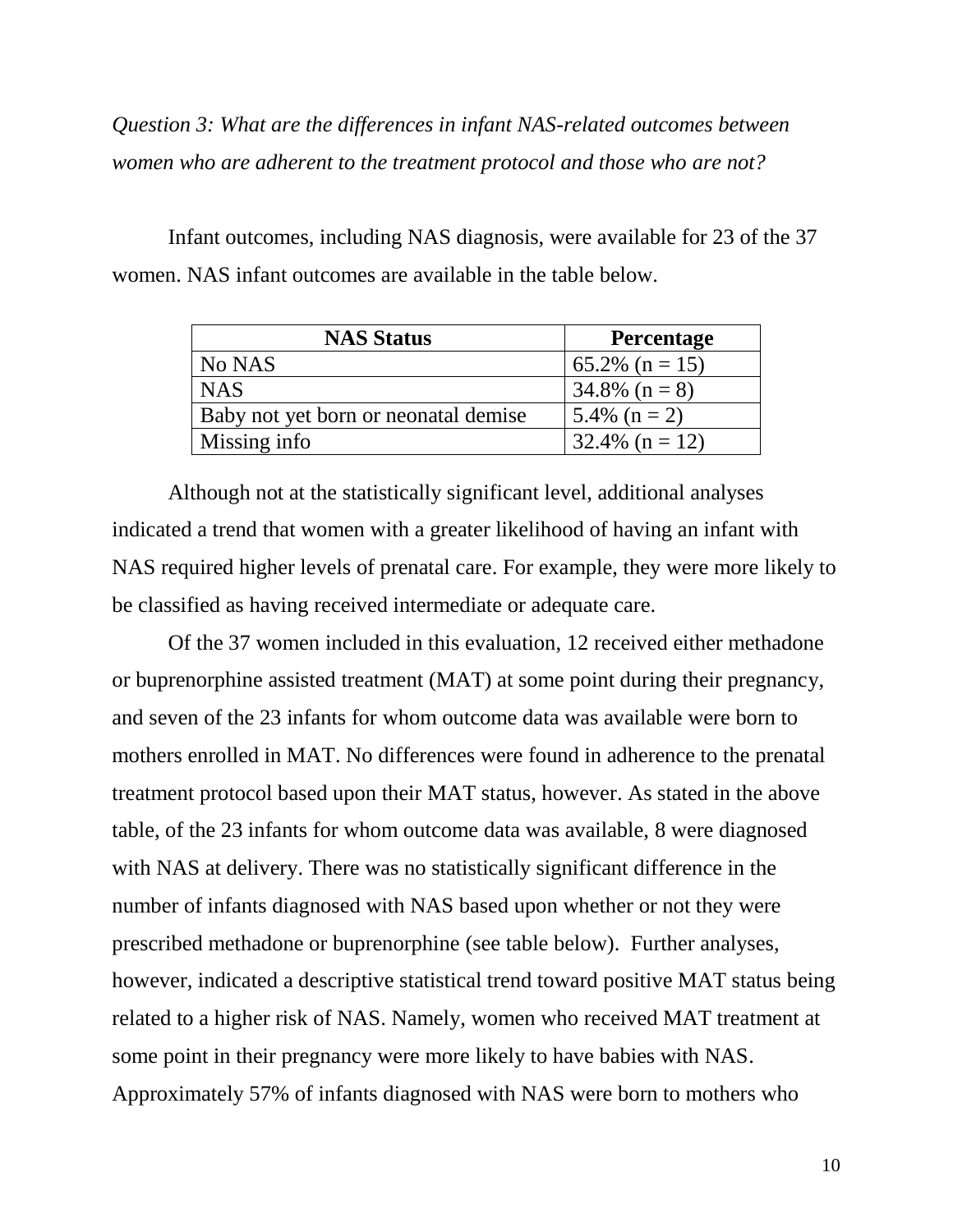*Question 3: What are the differences in infant NAS-related outcomes between women who are adherent to the treatment protocol and those who are not?*

Infant outcomes, including NAS diagnosis, were available for 23 of the 37 women. NAS infant outcomes are available in the table below.

| NAS Status | Percentage |
|---|---|
| No NAS | 65.2% (n = 15) |
| NAS | 34.8% (n = 8) |
| Baby not yet born or neonatal demise | 5.4% (n = 2) |
| Missing info | 32.4% (n = 12) |

Although not at the statistically significant level, additional analyses indicated a trend that women with a greater likelihood of having an infant with NAS required higher levels of prenatal care. For example, they were more likely to be classified as having received intermediate or adequate care.

Of the 37 women included in this evaluation, 12 received either methadone or buprenorphine assisted treatment (MAT) at some point during their pregnancy, and seven of the 23 infants for whom outcome data was available were born to mothers enrolled in MAT. No differences were found in adherence to the prenatal treatment protocol based upon their MAT status, however. As stated in the above table, of the 23 infants for whom outcome data was available, 8 were diagnosed with NAS at delivery. There was no statistically significant difference in the number of infants diagnosed with NAS based upon whether or not they were prescribed methadone or buprenorphine (see table below). Further analyses, however, indicated a descriptive statistical trend toward positive MAT status being related to a higher risk of NAS. Namely, women who received MAT treatment at some point in their pregnancy were more likely to have babies with NAS. Approximately 57% of infants diagnosed with NAS were born to mothers who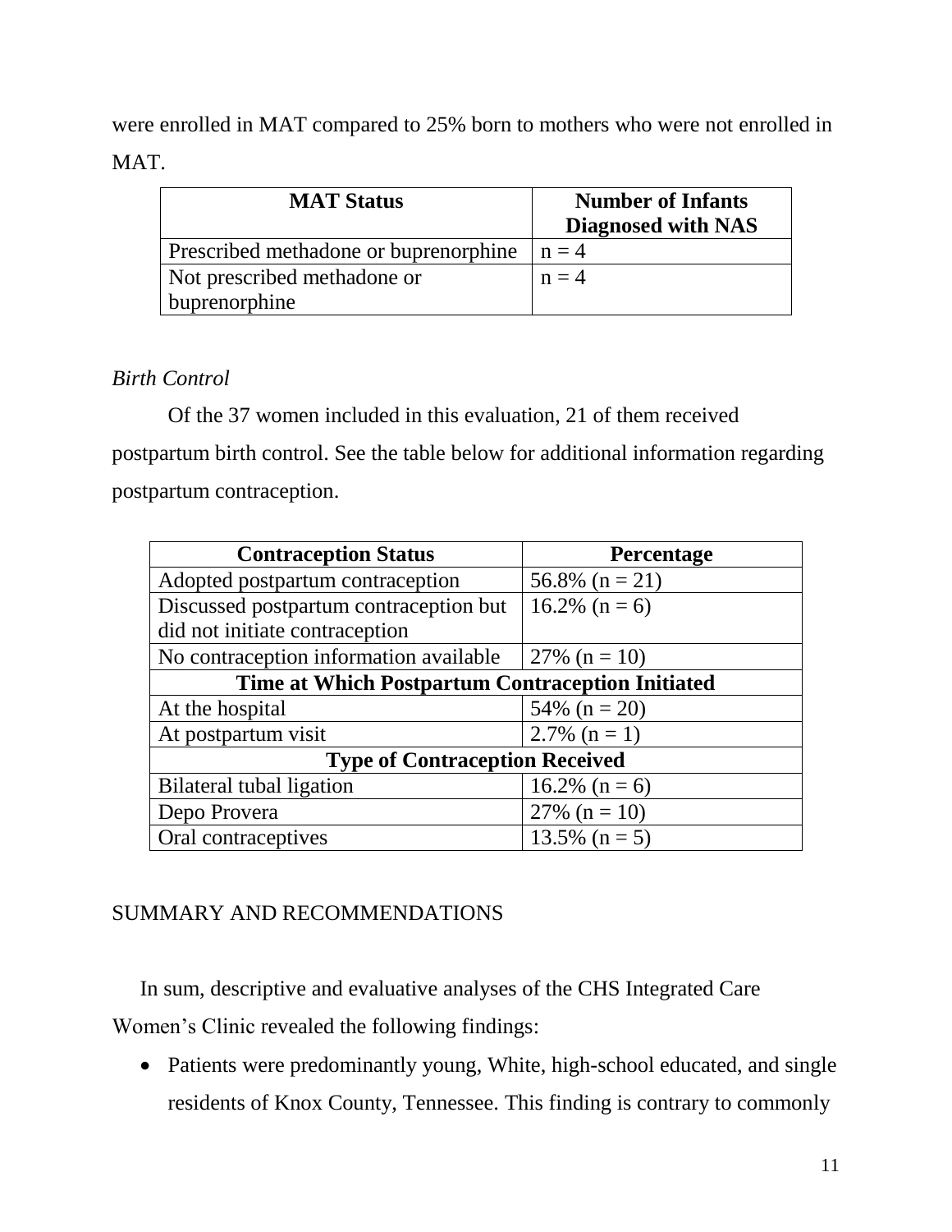were enrolled in MAT compared to 25% born to mothers who were not enrolled in MAT.

| MAT Status | Number of Infants Diagnosed with NAS |
|---|---|
| Prescribed methadone or buprenorphine | n = 4 |
| Not prescribed methadone or buprenorphine | n = 4 |

*Birth Control*

Of the 37 women included in this evaluation, 21 of them received postpartum birth control. See the table below for additional information regarding postpartum contraception.

| Contraception Status | Percentage |
|---|---|
| Adopted postpartum contraception | 56.8% (n = 21) |
| Discussed postpartum contraception but did not initiate contraception | 16.2% (n = 6) |
| No contraception information available | 27% (n = 10) |
| **Time at Which Postpartum Contraception Initiated** | |
| At the hospital | 54% (n = 20) |
| At postpartum visit | 2.7% (n = 1) |
| **Type of Contraception Received** | |
| Bilateral tubal ligation | 16.2% (n = 6) |
| Depo Provera | 27% (n = 10) |
| Oral contraceptives | 13.5% (n = 5) |

## SUMMARY AND RECOMMENDATIONS

In sum, descriptive and evaluative analyses of the CHS Integrated Care Women's Clinic revealed the following findings:

- Patients were predominantly young, White, high-school educated, and single residents of Knox County, Tennessee. This finding is contrary to commonly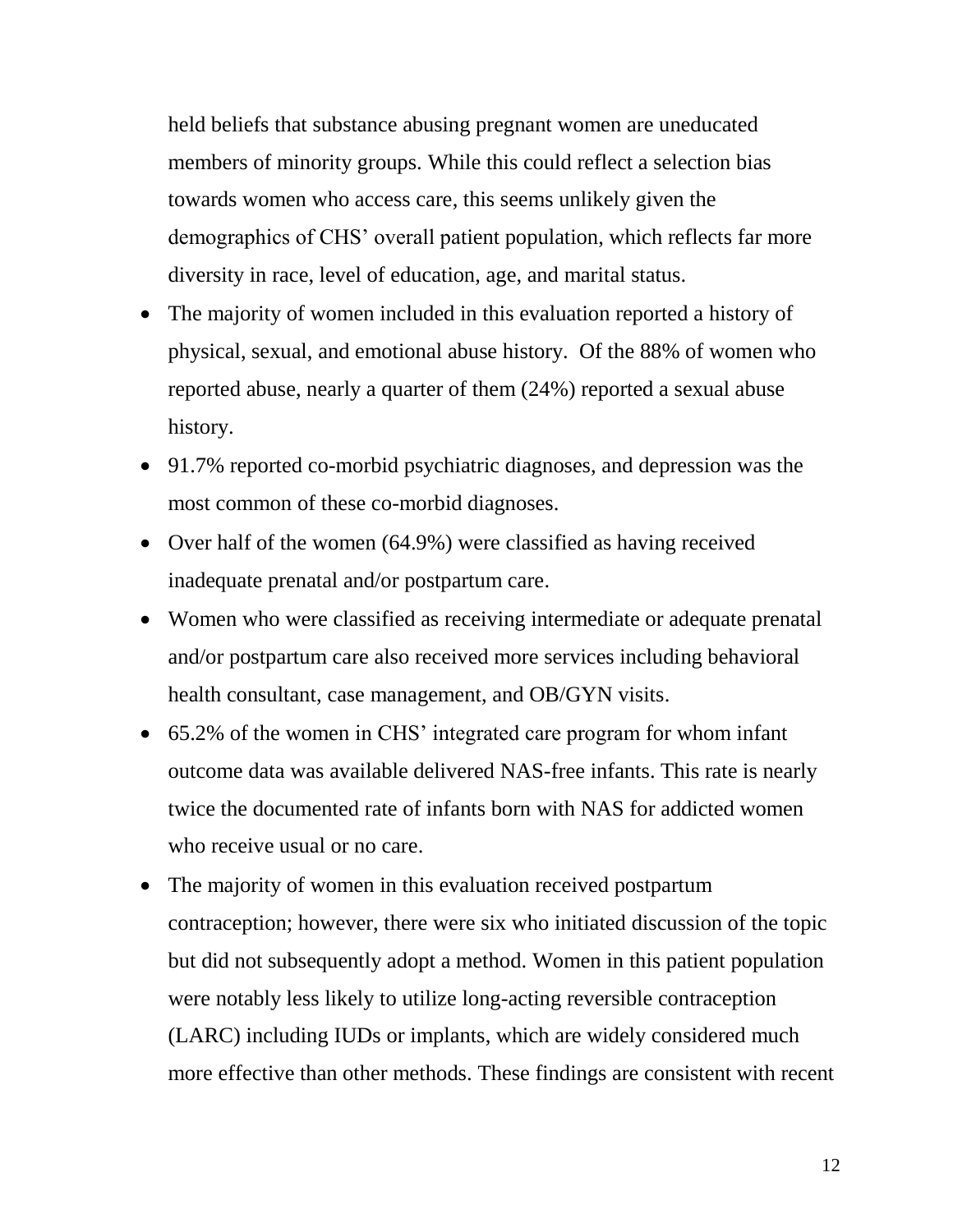held beliefs that substance abusing pregnant women are uneducated members of minority groups. While this could reflect a selection bias towards women who access care, this seems unlikely given the demographics of CHS' overall patient population, which reflects far more diversity in race, level of education, age, and marital status.

- The majority of women included in this evaluation reported a history of physical, sexual, and emotional abuse history. Of the 88% of women who reported abuse, nearly a quarter of them (24%) reported a sexual abuse history.
- 91.7% reported co-morbid psychiatric diagnoses, and depression was the most common of these co-morbid diagnoses.
- Over half of the women (64.9%) were classified as having received inadequate prenatal and/or postpartum care.
- Women who were classified as receiving intermediate or adequate prenatal and/or postpartum care also received more services including behavioral health consultant, case management, and OB/GYN visits.
- 65.2% of the women in CHS' integrated care program for whom infant outcome data was available delivered NAS-free infants. This rate is nearly twice the documented rate of infants born with NAS for addicted women who receive usual or no care.
- The majority of women in this evaluation received postpartum contraception; however, there were six who initiated discussion of the topic but did not subsequently adopt a method. Women in this patient population were notably less likely to utilize long-acting reversible contraception (LARC) including IUDs or implants, which are widely considered much more effective than other methods. These findings are consistent with recent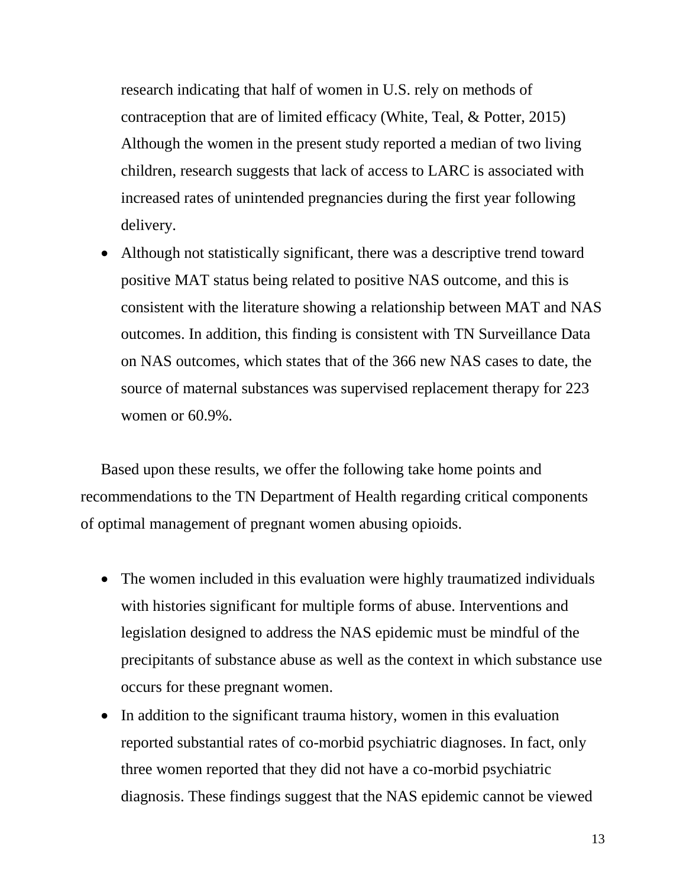research indicating that half of women in U.S. rely on methods of contraception that are of limited efficacy (White, Teal, & Potter, 2015) Although the women in the present study reported a median of two living children, research suggests that lack of access to LARC is associated with increased rates of unintended pregnancies during the first year following delivery.

- Although not statistically significant, there was a descriptive trend toward positive MAT status being related to positive NAS outcome, and this is consistent with the literature showing a relationship between MAT and NAS outcomes. In addition, this finding is consistent with TN Surveillance Data on NAS outcomes, which states that of the 366 new NAS cases to date, the source of maternal substances was supervised replacement therapy for 223 women or 60.9%.

Based upon these results, we offer the following take home points and recommendations to the TN Department of Health regarding critical components of optimal management of pregnant women abusing opioids.

- The women included in this evaluation were highly traumatized individuals with histories significant for multiple forms of abuse. Interventions and legislation designed to address the NAS epidemic must be mindful of the precipitants of substance abuse as well as the context in which substance use occurs for these pregnant women.
- In addition to the significant trauma history, women in this evaluation reported substantial rates of co-morbid psychiatric diagnoses. In fact, only three women reported that they did not have a co-morbid psychiatric diagnosis. These findings suggest that the NAS epidemic cannot be viewed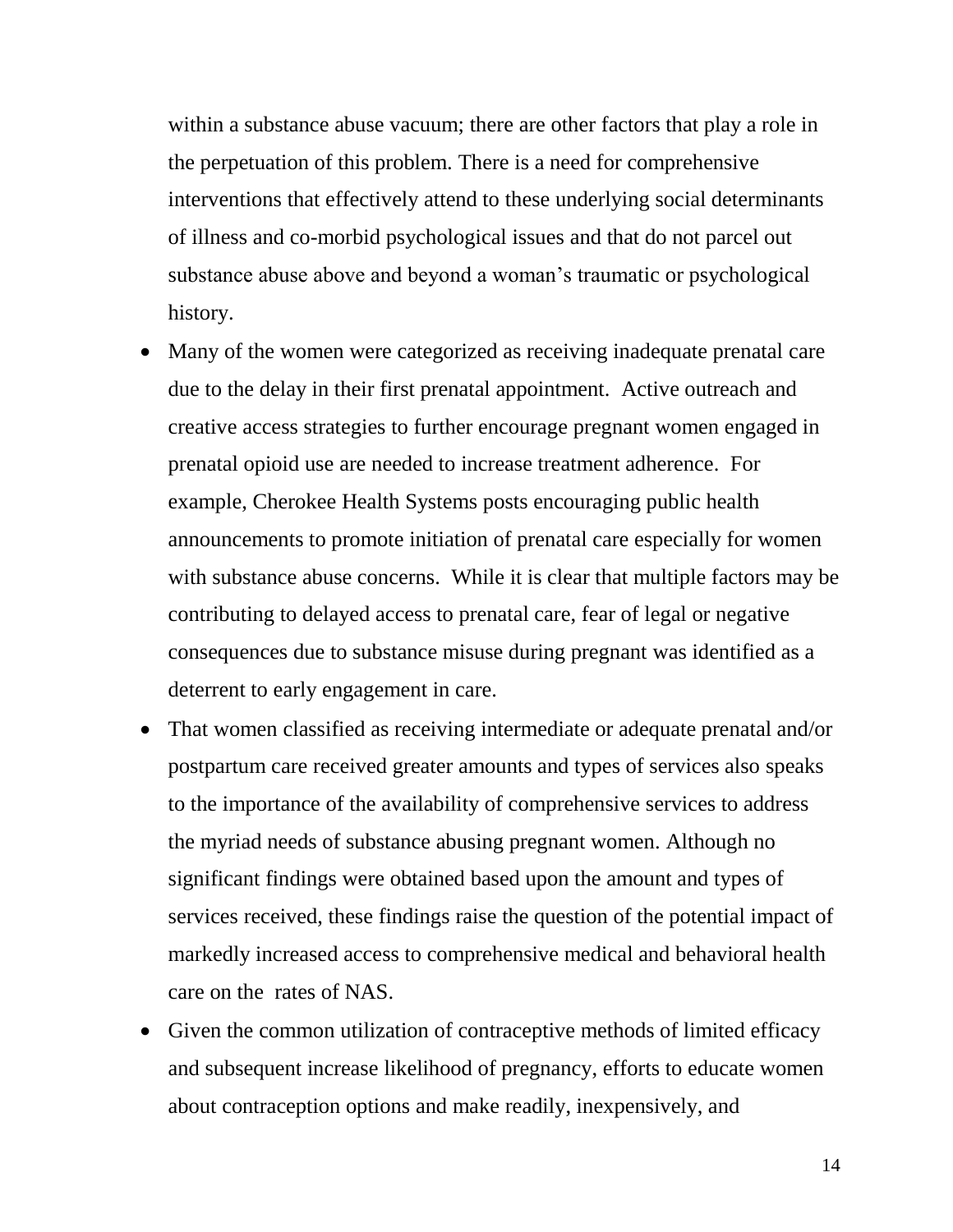within a substance abuse vacuum; there are other factors that play a role in the perpetuation of this problem. There is a need for comprehensive interventions that effectively attend to these underlying social determinants of illness and co-morbid psychological issues and that do not parcel out substance abuse above and beyond a woman's traumatic or psychological history.

- Many of the women were categorized as receiving inadequate prenatal care due to the delay in their first prenatal appointment. Active outreach and creative access strategies to further encourage pregnant women engaged in prenatal opioid use are needed to increase treatment adherence. For example, Cherokee Health Systems posts encouraging public health announcements to promote initiation of prenatal care especially for women with substance abuse concerns. While it is clear that multiple factors may be contributing to delayed access to prenatal care, fear of legal or negative consequences due to substance misuse during pregnant was identified as a deterrent to early engagement in care.
- That women classified as receiving intermediate or adequate prenatal and/or postpartum care received greater amounts and types of services also speaks to the importance of the availability of comprehensive services to address the myriad needs of substance abusing pregnant women. Although no significant findings were obtained based upon the amount and types of services received, these findings raise the question of the potential impact of markedly increased access to comprehensive medical and behavioral health care on the rates of NAS.
- Given the common utilization of contraceptive methods of limited efficacy and subsequent increase likelihood of pregnancy, efforts to educate women about contraception options and make readily, inexpensively, and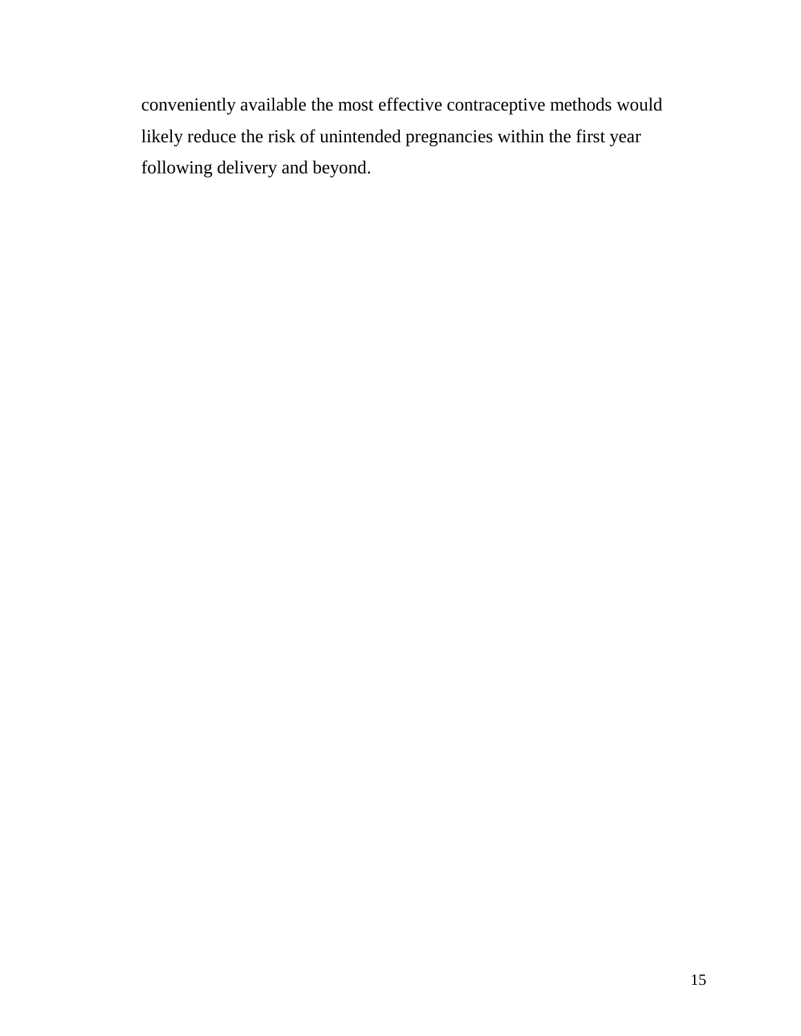conveniently available the most effective contraceptive methods would likely reduce the risk of unintended pregnancies within the first year following delivery and beyond.